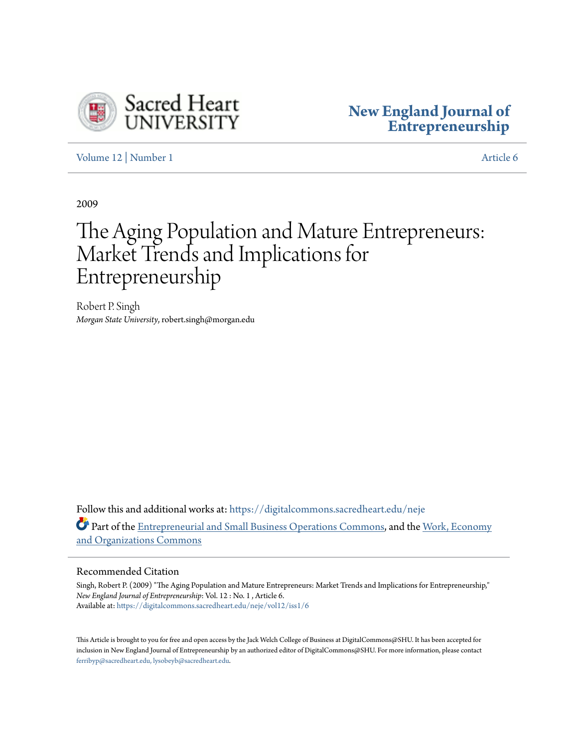Sacred Heart UNIVERSITY

# New England Journal of Entrepreneurship

Volume 12 | Number 1 Article 6

2009

# The Aging Population and Mature Entrepreneurs: Market Trends and Implications for Entrepreneurship

Robert P. Singh
*Morgan State University*, robert.singh@morgan.edu

Follow this and additional works at: https://digitalcommons.sacredheart.edu/neje

Part of the Entrepreneurial and Small Business Operations Commons, and the Work, Economy and Organizations Commons

## Recommended Citation

Singh, Robert P. (2009) "The Aging Population and Mature Entrepreneurs: Market Trends and Implications for Entrepreneurship," *New England Journal of Entrepreneurship*: Vol. 12 : No. 1 , Article 6.
Available at: https://digitalcommons.sacredheart.edu/neje/vol12/iss1/6

This Article is brought to you for free and open access by the Jack Welch College of Business at DigitalCommons@SHU. It has been accepted for inclusion in New England Journal of Entrepreneurship by an authorized editor of DigitalCommons@SHU. For more information, please contact ferribyp@sacredheart.edu, lysobeyb@sacredheart.edu.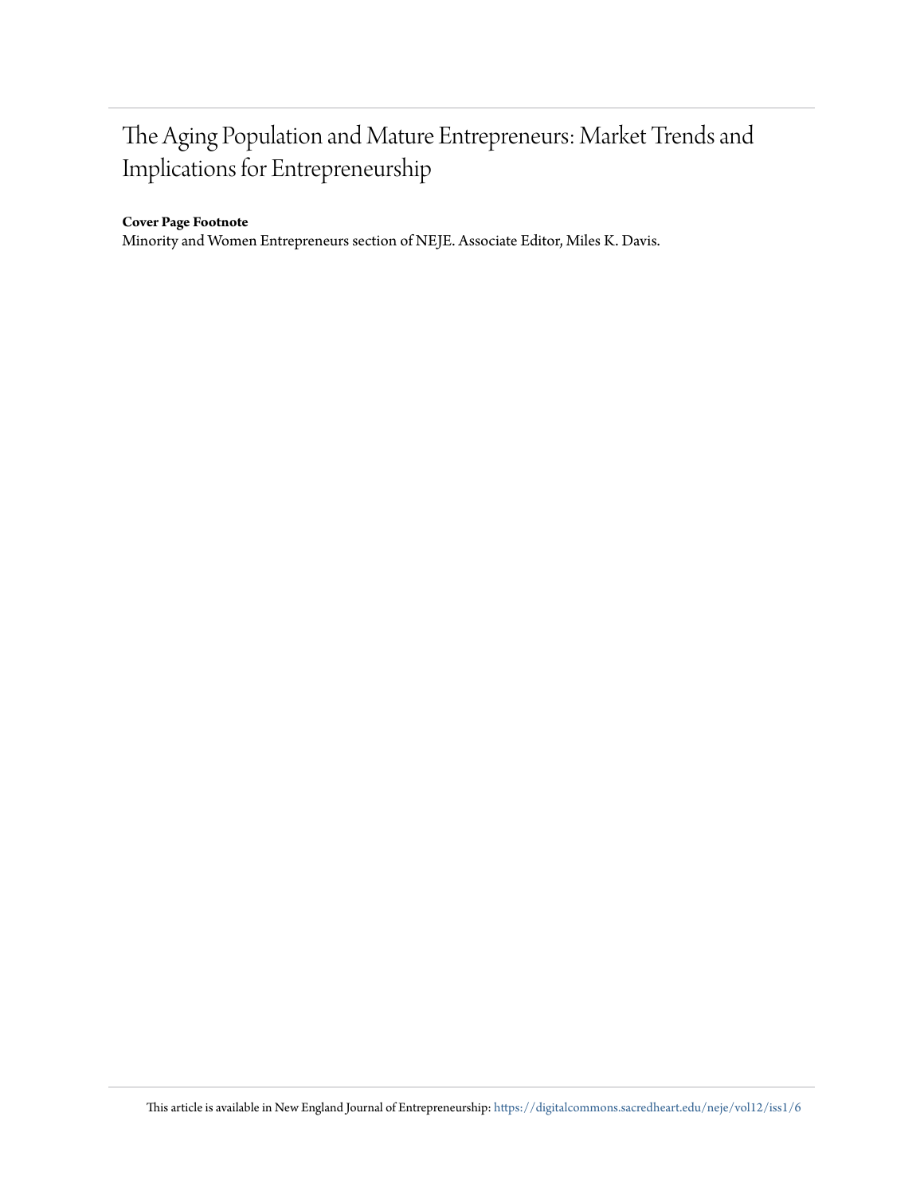# The Aging Population and Mature Entrepreneurs: Market Trends and Implications for Entrepreneurship

**Cover Page Footnote**

Minority and Women Entrepreneurs section of NEJE. Associate Editor, Miles K. Davis.

This article is available in New England Journal of Entrepreneurship: https://digitalcommons.sacredheart.edu/neje/vol12/iss1/6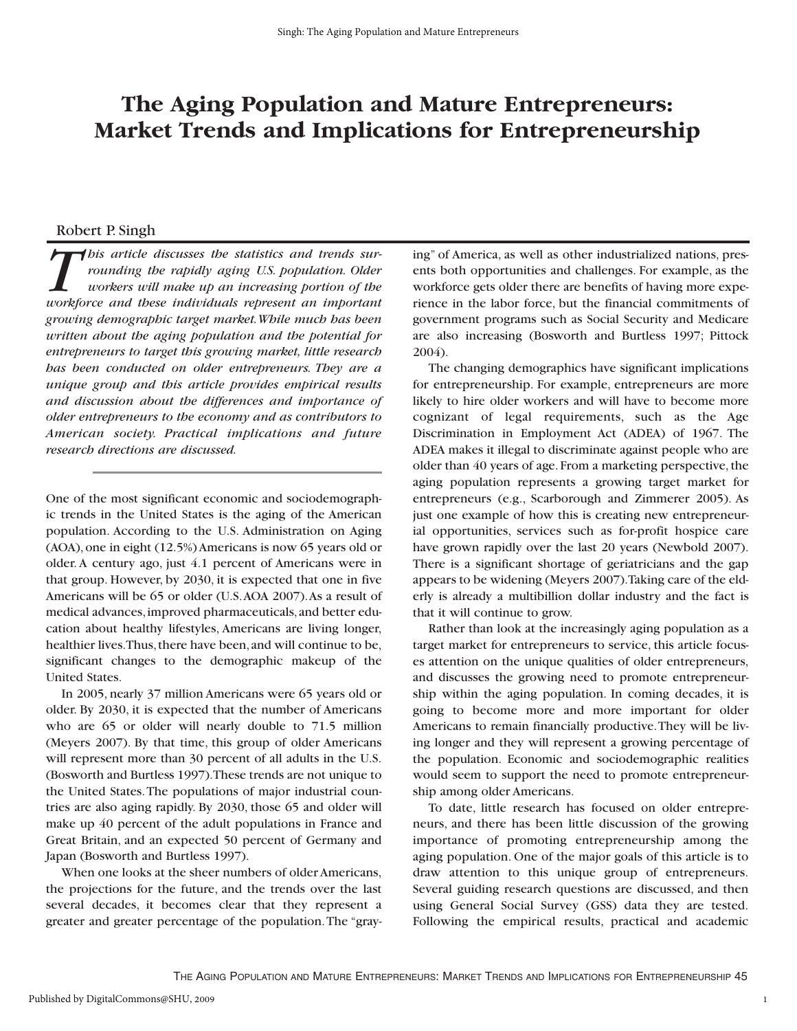# The Aging Population and Mature Entrepreneurs: Market Trends and Implications for Entrepreneurship

Robert P. Singh

*This article discusses the statistics and trends surrounding the rapidly aging U.S. population. Older workers will make up an increasing portion of the workforce and these individuals represent an important growing demographic target market. While much has been written about the aging population and the potential for entrepreneurs to target this growing market, little research has been conducted on older entrepreneurs. They are a unique group and this article provides empirical results and discussion about the differences and importance of older entrepreneurs to the economy and as contributors to American society. Practical implications and future research directions are discussed.*

One of the most significant economic and sociodemographic trends in the United States is the aging of the American population. According to the U.S. Administration on Aging (AOA), one in eight (12.5%) Americans is now 65 years old or older. A century ago, just 4.1 percent of Americans were in that group. However, by 2030, it is expected that one in five Americans will be 65 or older (U.S. AOA 2007). As a result of medical advances, improved pharmaceuticals, and better education about healthy lifestyles, Americans are living longer, healthier lives. Thus, there have been, and will continue to be, significant changes to the demographic makeup of the United States.

In 2005, nearly 37 million Americans were 65 years old or older. By 2030, it is expected that the number of Americans who are 65 or older will nearly double to 71.5 million (Meyers 2007). By that time, this group of older Americans will represent more than 30 percent of all adults in the U.S. (Bosworth and Burtless 1997). These trends are not unique to the United States. The populations of major industrial countries are also aging rapidly. By 2030, those 65 and older will make up 40 percent of the adult populations in France and Great Britain, and an expected 50 percent of Germany and Japan (Bosworth and Burtless 1997).

When one looks at the sheer numbers of older Americans, the projections for the future, and the trends over the last several decades, it becomes clear that they represent a greater and greater percentage of the population. The "graying" of America, as well as other industrialized nations, presents both opportunities and challenges. For example, as the workforce gets older there are benefits of having more experience in the labor force, but the financial commitments of government programs such as Social Security and Medicare are also increasing (Bosworth and Burtless 1997; Pittock 2004).

The changing demographics have significant implications for entrepreneurship. For example, entrepreneurs are more likely to hire older workers and will have to become more cognizant of legal requirements, such as the Age Discrimination in Employment Act (ADEA) of 1967. The ADEA makes it illegal to discriminate against people who are older than 40 years of age. From a marketing perspective, the aging population represents a growing target market for entrepreneurs (e.g., Scarborough and Zimmerer 2005). As just one example of how this is creating new entrepreneurial opportunities, services such as for-profit hospice care have grown rapidly over the last 20 years (Newbold 2007). There is a significant shortage of geriatricians and the gap appears to be widening (Meyers 2007). Taking care of the elderly is already a multibillion dollar industry and the fact is that it will continue to grow.

Rather than look at the increasingly aging population as a target market for entrepreneurs to service, this article focuses attention on the unique qualities of older entrepreneurs, and discusses the growing need to promote entrepreneurship within the aging population. In coming decades, it is going to become more and more important for older Americans to remain financially productive. They will be living longer and they will represent a growing percentage of the population. Economic and sociodemographic realities would seem to support the need to promote entrepreneurship among older Americans.

To date, little research has focused on older entrepreneurs, and there has been little discussion of the growing importance of promoting entrepreneurship among the aging population. One of the major goals of this article is to draw attention to this unique group of entrepreneurs. Several guiding research questions are discussed, and then using General Social Survey (GSS) data they are tested. Following the empirical results, practical and academic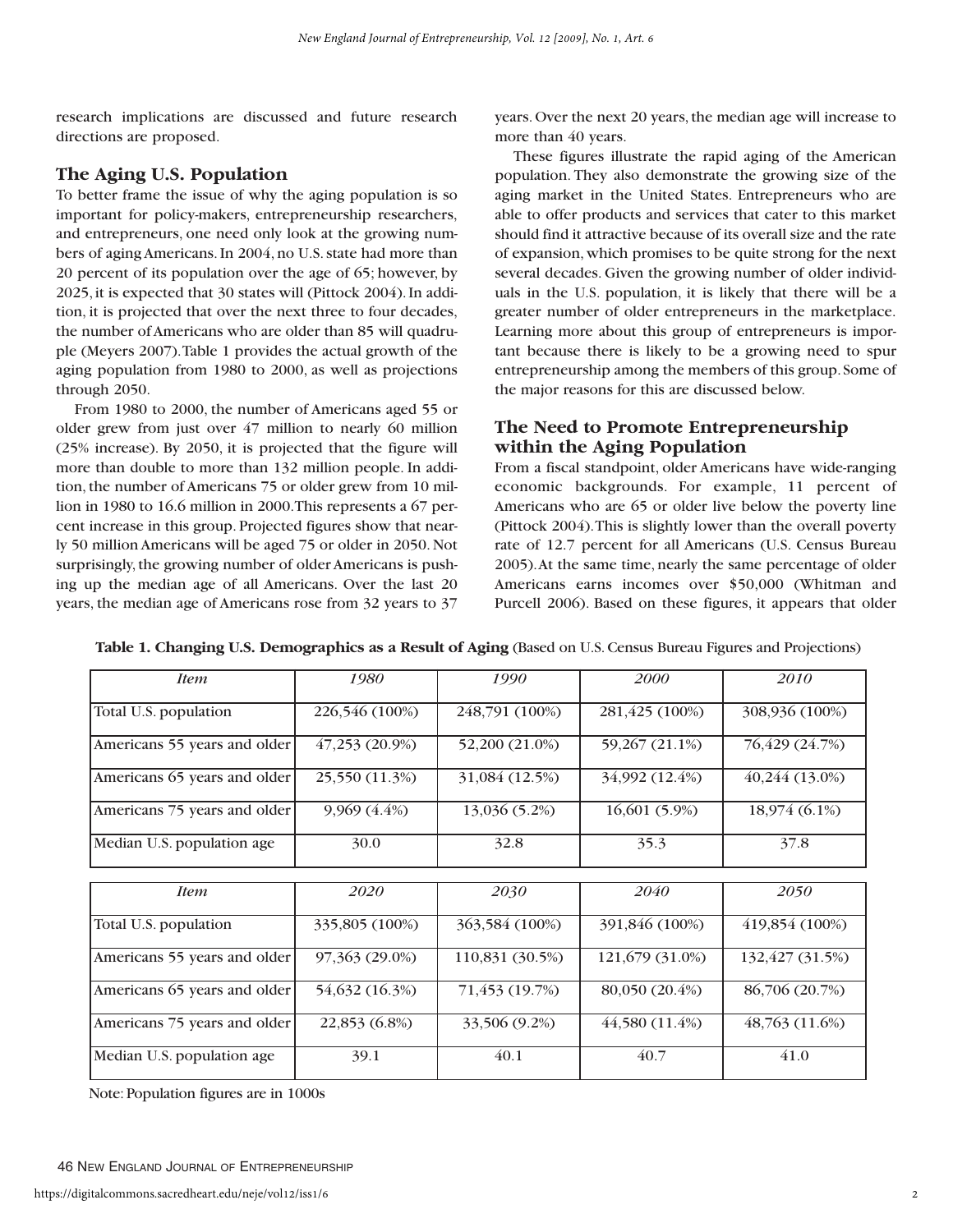research implications are discussed and future research directions are proposed.

## The Aging U.S. Population

To better frame the issue of why the aging population is so important for policy-makers, entrepreneurship researchers, and entrepreneurs, one need only look at the growing numbers of aging Americans. In 2004, no U.S. state had more than 20 percent of its population over the age of 65; however, by 2025, it is expected that 30 states will (Pittock 2004). In addition, it is projected that over the next three to four decades, the number of Americans who are older than 85 will quadruple (Meyers 2007). Table 1 provides the actual growth of the aging population from 1980 to 2000, as well as projections through 2050.

From 1980 to 2000, the number of Americans aged 55 or older grew from just over 47 million to nearly 60 million (25% increase). By 2050, it is projected that the figure will more than double to more than 132 million people. In addition, the number of Americans 75 or older grew from 10 million in 1980 to 16.6 million in 2000. This represents a 67 percent increase in this group. Projected figures show that nearly 50 million Americans will be aged 75 or older in 2050. Not surprisingly, the growing number of older Americans is pushing up the median age of all Americans. Over the last 20 years, the median age of Americans rose from 32 years to 37 years. Over the next 20 years, the median age will increase to more than 40 years.

These figures illustrate the rapid aging of the American population. They also demonstrate the growing size of the aging market in the United States. Entrepreneurs who are able to offer products and services that cater to this market should find it attractive because of its overall size and the rate of expansion, which promises to be quite strong for the next several decades. Given the growing number of older individuals in the U.S. population, it is likely that there will be a greater number of older entrepreneurs in the marketplace. Learning more about this group of entrepreneurs is important because there is likely to be a growing need to spur entrepreneurship among the members of this group. Some of the major reasons for this are discussed below.

## The Need to Promote Entrepreneurship within the Aging Population

From a fiscal standpoint, older Americans have wide-ranging economic backgrounds. For example, 11 percent of Americans who are 65 or older live below the poverty line (Pittock 2004). This is slightly lower than the overall poverty rate of 12.7 percent for all Americans (U.S. Census Bureau 2005). At the same time, nearly the same percentage of older Americans earns incomes over $50,000 (Whitman and Purcell 2006). Based on these figures, it appears that older

**Table 1. Changing U.S. Demographics as a Result of Aging** (Based on U.S. Census Bureau Figures and Projections)

| *Item* | *1980* | *1990* | *2000* | *2010* |
|---|---|---|---|---|
| Total U.S. population | 226,546 (100%) | 248,791 (100%) | 281,425 (100%) | 308,936 (100%) |
| Americans 55 years and older | 47,253 (20.9%) | 52,200 (21.0%) | 59,267 (21.1%) | 76,429 (24.7%) |
| Americans 65 years and older | 25,550 (11.3%) | 31,084 (12.5%) | 34,992 (12.4%) | 40,244 (13.0%) |
| Americans 75 years and older | 9,969 (4.4%) | 13,036 (5.2%) | 16,601 (5.9%) | 18,974 (6.1%) |
| Median U.S. population age | 30.0 | 32.8 | 35.3 | 37.8 |

| *Item* | *2020* | *2030* | *2040* | *2050* |
|---|---|---|---|---|
| Total U.S. population | 335,805 (100%) | 363,584 (100%) | 391,846 (100%) | 419,854 (100%) |
| Americans 55 years and older | 97,363 (29.0%) | 110,831 (30.5%) | 121,679 (31.0%) | 132,427 (31.5%) |
| Americans 65 years and older | 54,632 (16.3%) | 71,453 (19.7%) | 80,050 (20.4%) | 86,706 (20.7%) |
| Americans 75 years and older | 22,853 (6.8%) | 33,506 (9.2%) | 44,580 (11.4%) | 48,763 (11.6%) |
| Median U.S. population age | 39.1 | 40.1 | 40.7 | 41.0 |

Note: Population figures are in 1000s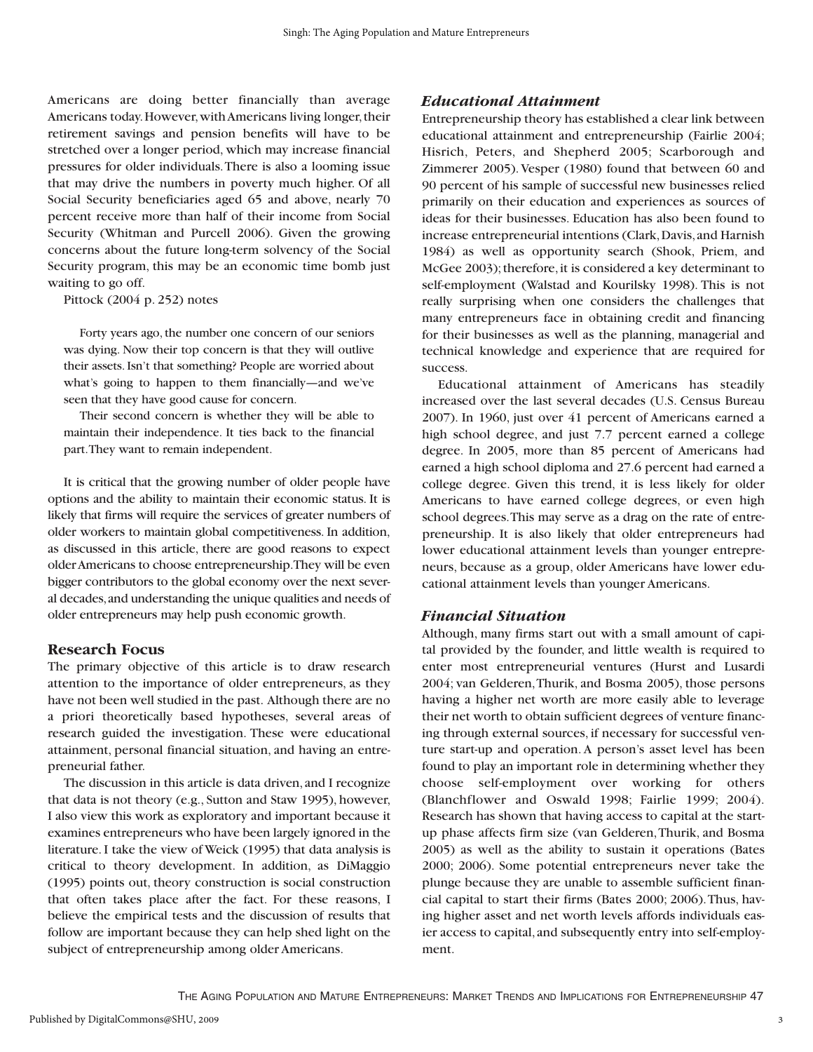Americans are doing better financially than average Americans today. However, with Americans living longer, their retirement savings and pension benefits will have to be stretched over a longer period, which may increase financial pressures for older individuals. There is also a looming issue that may drive the numbers in poverty much higher. Of all Social Security beneficiaries aged 65 and above, nearly 70 percent receive more than half of their income from Social Security (Whitman and Purcell 2006). Given the growing concerns about the future long-term solvency of the Social Security program, this may be an economic time bomb just waiting to go off.

Pittock (2004 p. 252) notes

> Forty years ago, the number one concern of our seniors was dying. Now their top concern is that they will outlive their assets. Isn't that something? People are worried about what's going to happen to them financially—and we've seen that they have good cause for concern.
>
> Their second concern is whether they will be able to maintain their independence. It ties back to the financial part. They want to remain independent.

It is critical that the growing number of older people have options and the ability to maintain their economic status. It is likely that firms will require the services of greater numbers of older workers to maintain global competitiveness. In addition, as discussed in this article, there are good reasons to expect older Americans to choose entrepreneurship. They will be even bigger contributors to the global economy over the next several decades, and understanding the unique qualities and needs of older entrepreneurs may help push economic growth.

## Research Focus

The primary objective of this article is to draw research attention to the importance of older entrepreneurs, as they have not been well studied in the past. Although there are no a priori theoretically based hypotheses, several areas of research guided the investigation. These were educational attainment, personal financial situation, and having an entrepreneurial father.

The discussion in this article is data driven, and I recognize that data is not theory (e.g., Sutton and Staw 1995), however, I also view this work as exploratory and important because it examines entrepreneurs who have been largely ignored in the literature. I take the view of Weick (1995) that data analysis is critical to theory development. In addition, as DiMaggio (1995) points out, theory construction is social construction that often takes place after the fact. For these reasons, I believe the empirical tests and the discussion of results that follow are important because they can help shed light on the subject of entrepreneurship among older Americans.

### *Educational Attainment*

Entrepreneurship theory has established a clear link between educational attainment and entrepreneurship (Fairlie 2004; Hisrich, Peters, and Shepherd 2005; Scarborough and Zimmerer 2005). Vesper (1980) found that between 60 and 90 percent of his sample of successful new businesses relied primarily on their education and experiences as sources of ideas for their businesses. Education has also been found to increase entrepreneurial intentions (Clark, Davis, and Harnish 1984) as well as opportunity search (Shook, Priem, and McGee 2003); therefore, it is considered a key determinant to self-employment (Walstad and Kourilsky 1998). This is not really surprising when one considers the challenges that many entrepreneurs face in obtaining credit and financing for their businesses as well as the planning, managerial and technical knowledge and experience that are required for success.

Educational attainment of Americans has steadily increased over the last several decades (U.S. Census Bureau 2007). In 1960, just over 41 percent of Americans earned a high school degree, and just 7.7 percent earned a college degree. In 2005, more than 85 percent of Americans had earned a high school diploma and 27.6 percent had earned a college degree. Given this trend, it is less likely for older Americans to have earned college degrees, or even high school degrees. This may serve as a drag on the rate of entrepreneurship. It is also likely that older entrepreneurs had lower educational attainment levels than younger entrepreneurs, because as a group, older Americans have lower educational attainment levels than younger Americans.

### *Financial Situation*

Although, many firms start out with a small amount of capital provided by the founder, and little wealth is required to enter most entrepreneurial ventures (Hurst and Lusardi 2004; van Gelderen, Thurik, and Bosma 2005), those persons having a higher net worth are more easily able to leverage their net worth to obtain sufficient degrees of venture financing through external sources, if necessary for successful venture start-up and operation. A person's asset level has been found to play an important role in determining whether they choose self-employment over working for others (Blanchflower and Oswald 1998; Fairlie 1999; 2004). Research has shown that having access to capital at the start-up phase affects firm size (van Gelderen, Thurik, and Bosma 2005) as well as the ability to sustain it operations (Bates 2000; 2006). Some potential entrepreneurs never take the plunge because they are unable to assemble sufficient financial capital to start their firms (Bates 2000; 2006). Thus, having higher asset and net worth levels affords individuals easier access to capital, and subsequently entry into self-employment.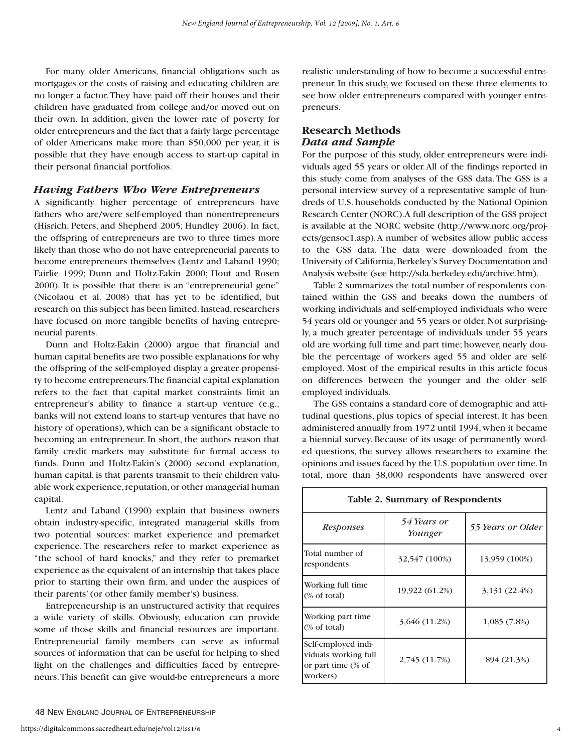For many older Americans, financial obligations such as mortgages or the costs of raising and educating children are no longer a factor. They have paid off their houses and their children have graduated from college and/or moved out on their own. In addition, given the lower rate of poverty for older entrepreneurs and the fact that a fairly large percentage of older Americans make more than $50,000 per year, it is possible that they have enough access to start-up capital in their personal financial portfolios.

### *Having Fathers Who Were Entrepreneurs*

A significantly higher percentage of entrepreneurs have fathers who are/were self-employed than nonentrepreneurs (Hisrich, Peters, and Shepherd 2005; Hundley 2006). In fact, the offspring of entrepreneurs are two to three times more likely than those who do not have entrepreneurial parents to become entrepreneurs themselves (Lentz and Laband 1990; Fairlie 1999; Dunn and Holtz-Eakin 2000; Hout and Rosen 2000). It is possible that there is an "entrepreneurial gene" (Nicolaou et al. 2008) that has yet to be identified, but research on this subject has been limited. Instead, researchers have focused on more tangible benefits of having entrepreneurial parents.

Dunn and Holtz-Eakin (2000) argue that financial and human capital benefits are two possible explanations for why the offspring of the self-employed display a greater propensity to become entrepreneurs. The financial capital explanation refers to the fact that capital market constraints limit an entrepreneur's ability to finance a start-up venture (e.g., banks will not extend loans to start-up ventures that have no history of operations), which can be a significant obstacle to becoming an entrepreneur. In short, the authors reason that family credit markets may substitute for formal access to funds. Dunn and Holtz-Eakin's (2000) second explanation, human capital, is that parents transmit to their children valuable work experience, reputation, or other managerial human capital.

Lentz and Laband (1990) explain that business owners obtain industry-specific, integrated managerial skills from two potential sources: market experience and premarket experience. The researchers refer to market experience as "the school of hard knocks," and they refer to premarket experience as the equivalent of an internship that takes place prior to starting their own firm, and under the auspices of their parents' (or other family member's) business.

Entrepreneurship is an unstructured activity that requires a wide variety of skills. Obviously, education can provide some of those skills and financial resources are important. Entrepreneurial family members can serve as informal sources of information that can be useful for helping to shed light on the challenges and difficulties faced by entrepreneurs. This benefit can give would-be entrepreneurs a more realistic understanding of how to become a successful entrepreneur. In this study, we focused on these three elements to see how older entrepreneurs compared with younger entrepreneurs.

## Research Methods

### *Data and Sample*

For the purpose of this study, older entrepreneurs were individuals aged 55 years or older. All of the findings reported in this study come from analyses of the GSS data. The GSS is a personal interview survey of a representative sample of hundreds of U.S. households conducted by the National Opinion Research Center (NORC). A full description of the GSS project is available at the NORC website (http://www.norc.org/projects/gensoc1.asp). A number of websites allow public access to the GSS data. The data were downloaded from the University of California, Berkeley's Survey Documentation and Analysis website (see http://sda.berkeley.edu/archive.htm).

Table 2 summarizes the total number of respondents contained within the GSS and breaks down the numbers of working individuals and self-employed individuals who were 54 years old or younger and 55 years or older. Not surprisingly, a much greater percentage of individuals under 55 years old are working full time and part time; however, nearly double the percentage of workers aged 55 and older are self-employed. Most of the empirical results in this article focus on differences between the younger and the older self-employed individuals.

The GSS contains a standard core of demographic and attitudinal questions, plus topics of special interest. It has been administered annually from 1972 until 1994, when it became a biennial survey. Because of its usage of permanently worded questions, the survey allows researchers to examine the opinions and issues faced by the U.S. population over time. In total, more than 38,000 respondents have answered over

**Table 2. Summary of Respondents**

| *Responses* | *54 Years or Younger* | *55 Years or Older* |
|---|---|---|
| Total number of respondents | 32,547 (100%) | 13,959 (100%) |
| Working full time (% of total) | 19,922 (61.2%) | 3,131 (22.4%) |
| Working part time (% of total) | 3,646 (11.2%) | 1,085 (7.8%) |
| Self-employed individuals working full or part time (% of workers) | 2,745 (11.7%) | 894 (21.3%) |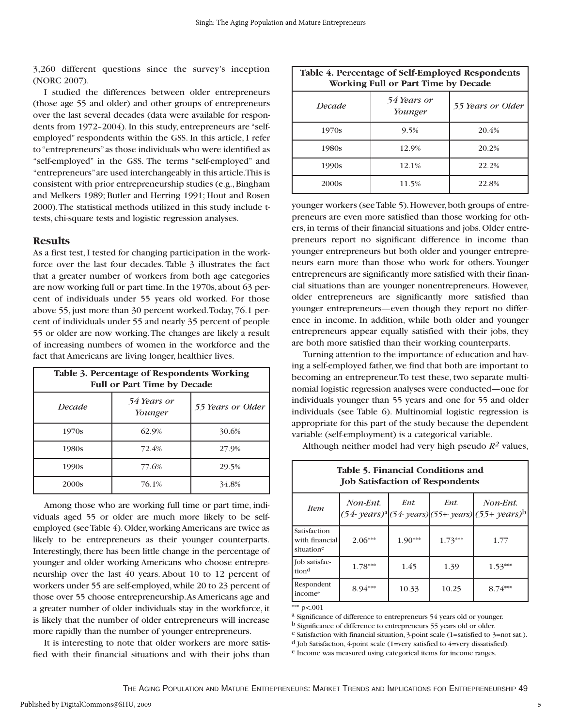3,260 different questions since the survey's inception (NORC 2007).

I studied the differences between older entrepreneurs (those age 55 and older) and other groups of entrepreneurs over the last several decades (data were available for respondents from 1972–2004). In this study, entrepreneurs are "self-employed" respondents within the GSS. In this article, I refer to "entrepreneurs" as those individuals who were identified as "self-employed" in the GSS. The terms "self-employed" and "entrepreneurs" are used interchangeably in this article. This is consistent with prior entrepreneurship studies (e.g., Bingham and Melkers 1989; Butler and Herring 1991; Hout and Rosen 2000). The statistical methods utilized in this study include t-tests, chi-square tests and logistic regression analyses.

## Results

As a first test, I tested for changing participation in the workforce over the last four decades. Table 3 illustrates the fact that a greater number of workers from both age categories are now working full or part time. In the 1970s, about 63 percent of individuals under 55 years old worked. For those above 55, just more than 30 percent worked. Today, 76.1 percent of individuals under 55 and nearly 35 percent of people 55 or older are now working. The changes are likely a result of increasing numbers of women in the workforce and the fact that Americans are living longer, healthier lives.

**Table 3. Percentage of Respondents Working Full or Part Time by Decade**

| *Decade* | *54 Years or Younger* | *55 Years or Older* |
|---|---|---|
| 1970s | 62.9% | 30.6% |
| 1980s | 72.4% | 27.9% |
| 1990s | 77.6% | 29.5% |
| 2000s | 76.1% | 34.8% |

Among those who are working full time or part time, individuals aged 55 or older are much more likely to be self-employed (see Table 4). Older, working Americans are twice as likely to be entrepreneurs as their younger counterparts. Interestingly, there has been little change in the percentage of younger and older working Americans who choose entrepreneurship over the last 40 years. About 10 to 12 percent of workers under 55 are self-employed, while 20 to 23 percent of those over 55 choose entrepreneurship. As Americans age and a greater number of older individuals stay in the workforce, it is likely that the number of older entrepreneurs will increase more rapidly than the number of younger entrepreneurs.

It is interesting to note that older workers are more satisfied with their financial situations and with their jobs than younger workers (see Table 5). However, both groups of entrepreneurs are even more satisfied than those working for others, in terms of their financial situations and jobs. Older entrepreneurs report no significant difference in income than younger entrepreneurs but both older and younger entrepreneurs earn more than those who work for others. Younger entrepreneurs are significantly more satisfied with their financial situations than are younger nonentrepreneurs. However, older entrepreneurs are significantly more satisfied than younger entrepreneurs—even though they report no difference in income. In addition, while both older and younger entrepreneurs appear equally satisfied with their jobs, they are both more satisfied than their working counterparts.

**Table 4. Percentage of Self-Employed Respondents Working Full or Part Time by Decade**

| *Decade* | *54 Years or Younger* | *55 Years or Older* |
|---|---|---|
| 1970s | 9.5% | 20.4% |
| 1980s | 12.9% | 20.2% |
| 1990s | 12.1% | 22.2% |
| 2000s | 11.5% | 22.8% |

Turning attention to the importance of education and having a self-employed father, we find that both are important to becoming an entrepreneur. To test these, two separate multinomial logistic regression analyses were conducted—one for individuals younger than 55 years and one for 55 and older individuals (see Table 6). Multinomial logistic regression is appropriate for this part of the study because the dependent variable (self-employment) is a categorical variable.

Although neither model had very high pseudo $R^2$ values,

**Table 5. Financial Conditions and Job Satisfaction of Respondents**

| *Item* | *Non-Ent. (54- years)*[a] | *Ent. (54- years)* | *Ent. (55+ years)* | *Non-Ent. (55+ years)*[b] |
|---|---|---|---|---|
| Satisfaction with financial situation[c] | 2.06*** | 1.90*** | 1.73*** | 1.77 |
| Job satisfaction[d] | 1.78*** | 1.45 | 1.39 | 1.53*** |
| Respondent income[e] | 8.94*** | 10.33 | 10.25 | 8.74*** |

*** p<.001

[a] Significance of difference to entrepreneurs 54 years old or younger.

[b] Significance of difference to entrepreneurs 55 years old or older.

[c] Satisfaction with financial situation, 3-point scale (1=satisfied to 3=not sat.).

[d] Job Satisfaction, 4-point scale (1=very satisfied to 4=very dissatisfied).

[e] Income was measured using categorical items for income ranges.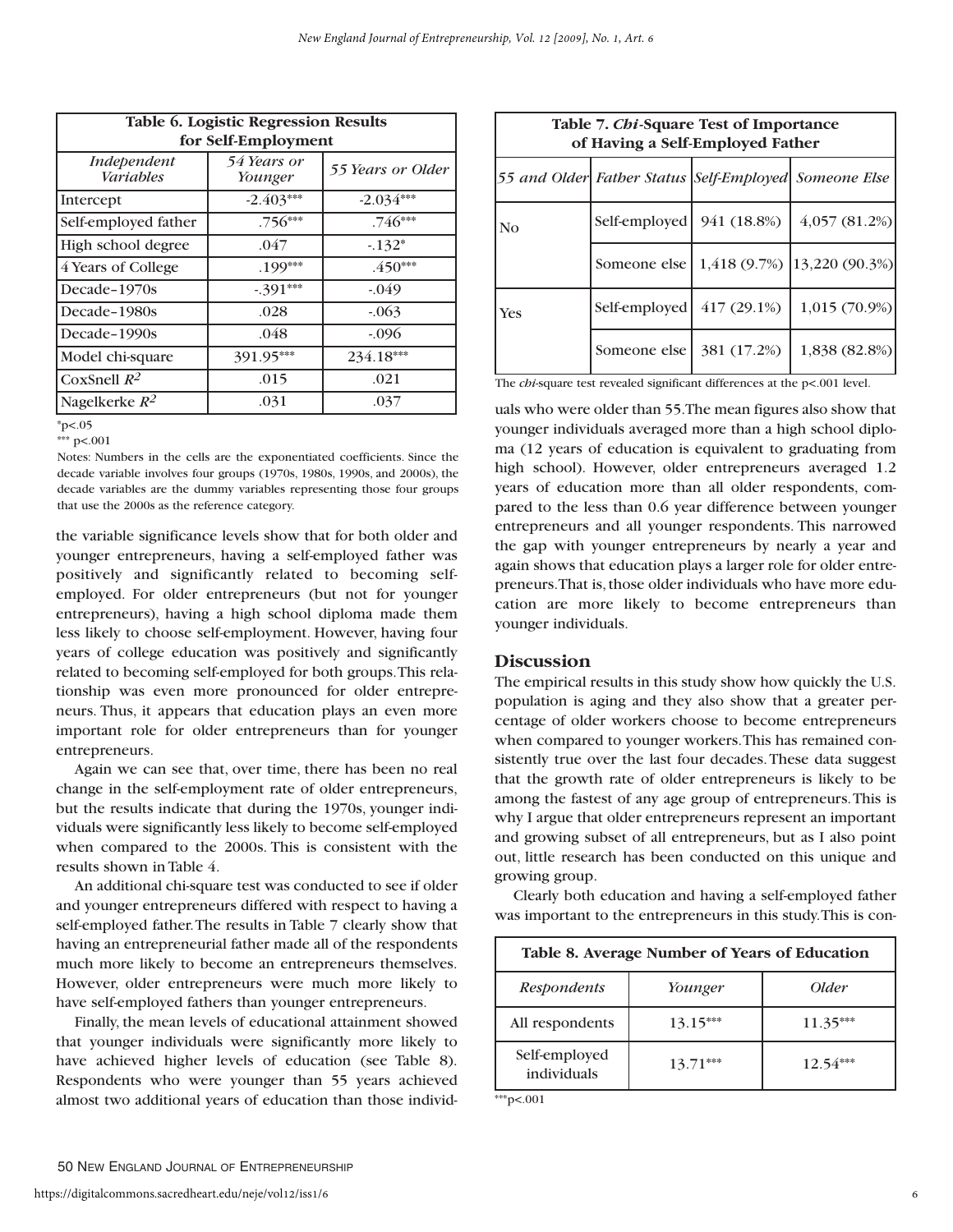| Table 6. Logistic Regression Results for Self-Employment | | |
|---|---|---|
| *Independent Variables* | *54 Years or Younger* | *55 Years or Older* |
| Intercept | -2.403*** | -2.034*** |
| Self-employed father | .756*** | .746*** |
| High school degree | .047 | -.132* |
| 4 Years of College | .199*** | .450*** |
| Decade–1970s | -.391*** | -.049 |
| Decade–1980s | .028 | -.063 |
| Decade–1990s | .048 | -.096 |
| Model chi-square | 391.95*** | 234.18*** |
| CoxSnell $R^2$ | .015 | .021 |
| Nagelkerke $R^2$ | .031 | .037 |

*p<.05

*** p<.001

Notes: Numbers in the cells are the exponentiated coefficients. Since the decade variable involves four groups (1970s, 1980s, 1990s, and 2000s), the decade variables are the dummy variables representing those four groups that use the 2000s as the reference category.

the variable significance levels show that for both older and younger entrepreneurs, having a self-employed father was positively and significantly related to becoming self-employed. For older entrepreneurs (but not for younger entrepreneurs), having a high school diploma made them less likely to choose self-employment. However, having four years of college education was positively and significantly related to becoming self-employed for both groups. This relationship was even more pronounced for older entrepreneurs. Thus, it appears that education plays an even more important role for older entrepreneurs than for younger entrepreneurs.

Again we can see that, over time, there has been no real change in the self-employment rate of older entrepreneurs, but the results indicate that during the 1970s, younger individuals were significantly less likely to become self-employed when compared to the 2000s. This is consistent with the results shown in Table 4.

An additional chi-square test was conducted to see if older and younger entrepreneurs differed with respect to having a self-employed father. The results in Table 7 clearly show that having an entrepreneurial father made all of the respondents much more likely to become an entrepreneurs themselves. However, older entrepreneurs were much more likely to have self-employed fathers than younger entrepreneurs.

Finally, the mean levels of educational attainment showed that younger individuals were significantly more likely to have achieved higher levels of education (see Table 8). Respondents who were younger than 55 years achieved almost two additional years of education than those individuals who were older than 55. The mean figures also show that younger individuals averaged more than a high school diploma (12 years of education is equivalent to graduating from high school). However, older entrepreneurs averaged 1.2 years of education more than all older respondents, compared to the less than 0.6 year difference between younger entrepreneurs and all younger respondents. This narrowed the gap with younger entrepreneurs by nearly a year and again shows that education plays a larger role for older entrepreneurs. That is, those older individuals who have more education are more likely to become entrepreneurs than younger individuals.

| Table 7. *Chi*-Square Test of Importance of Having a Self-Employed Father | | | |
|---|---|---|---|
| *55 and Older* | *Father Status* | *Self-Employed* | *Someone Else* |
| No | Self-employed | 941 (18.8%) | 4,057 (81.2%) |
| | Someone else | 1,418 (9.7%) | 13,220 (90.3%) |
| Yes | Self-employed | 417 (29.1%) | 1,015 (70.9%) |
| | Someone else | 381 (17.2%) | 1,838 (82.8%) |

The *chi*-square test revealed significant differences at the p<.001 level.

## Discussion

The empirical results in this study show how quickly the U.S. population is aging and they also show that a greater percentage of older workers choose to become entrepreneurs when compared to younger workers. This has remained consistently true over the last four decades. These data suggest that the growth rate of older entrepreneurs is likely to be among the fastest of any age group of entrepreneurs. This is why I argue that older entrepreneurs represent an important and growing subset of all entrepreneurs, but as I also point out, little research has been conducted on this unique and growing group.

Clearly both education and having a self-employed father was important to the entrepreneurs in this study. This is con-

| Table 8. Average Number of Years of Education | | |
|---|---|---|
| *Respondents* | *Younger* | *Older* |
| All respondents | 13.15*** | 11.35*** |
| Self-employed individuals | 13.71*** | 12.54*** |

***p<.001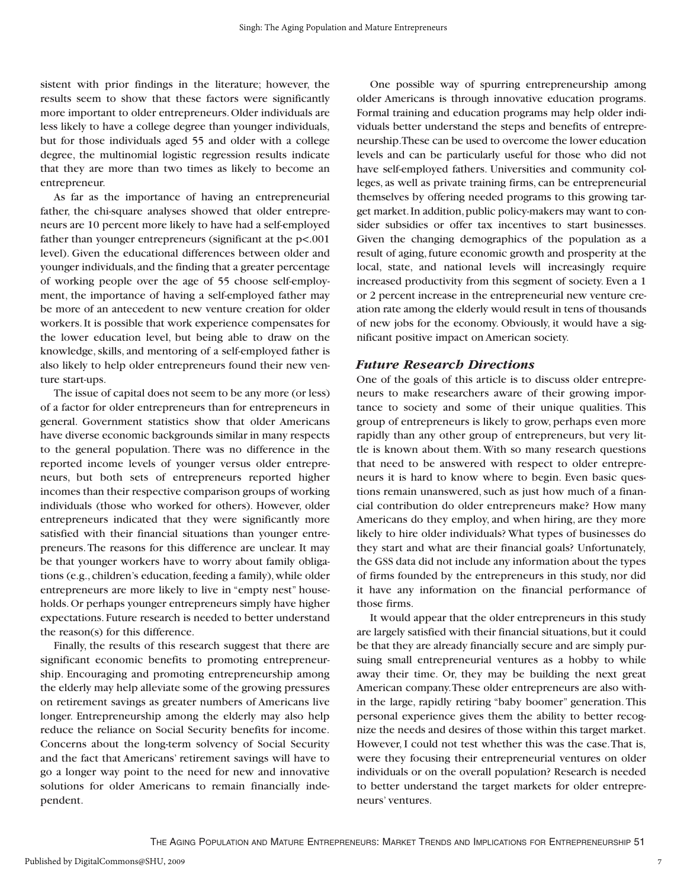sistent with prior findings in the literature; however, the results seem to show that these factors were significantly more important to older entrepreneurs. Older individuals are less likely to have a college degree than younger individuals, but for those individuals aged 55 and older with a college degree, the multinomial logistic regression results indicate that they are more than two times as likely to become an entrepreneur.

As far as the importance of having an entrepreneurial father, the chi-square analyses showed that older entrepreneurs are 10 percent more likely to have had a self-employed father than younger entrepreneurs (significant at the $p<.001$ level). Given the educational differences between older and younger individuals, and the finding that a greater percentage of working people over the age of 55 choose self-employment, the importance of having a self-employed father may be more of an antecedent to new venture creation for older workers. It is possible that work experience compensates for the lower education level, but being able to draw on the knowledge, skills, and mentoring of a self-employed father is also likely to help older entrepreneurs found their new venture start-ups.

The issue of capital does not seem to be any more (or less) of a factor for older entrepreneurs than for entrepreneurs in general. Government statistics show that older Americans have diverse economic backgrounds similar in many respects to the general population. There was no difference in the reported income levels of younger versus older entrepreneurs, but both sets of entrepreneurs reported higher incomes than their respective comparison groups of working individuals (those who worked for others). However, older entrepreneurs indicated that they were significantly more satisfied with their financial situations than younger entrepreneurs. The reasons for this difference are unclear. It may be that younger workers have to worry about family obligations (e.g., children's education, feeding a family), while older entrepreneurs are more likely to live in "empty nest" households. Or perhaps younger entrepreneurs simply have higher expectations. Future research is needed to better understand the reason(s) for this difference.

Finally, the results of this research suggest that there are significant economic benefits to promoting entrepreneurship. Encouraging and promoting entrepreneurship among the elderly may help alleviate some of the growing pressures on retirement savings as greater numbers of Americans live longer. Entrepreneurship among the elderly may also help reduce the reliance on Social Security benefits for income. Concerns about the long-term solvency of Social Security and the fact that Americans' retirement savings will have to go a longer way point to the need for new and innovative solutions for older Americans to remain financially independent.

One possible way of spurring entrepreneurship among older Americans is through innovative education programs. Formal training and education programs may help older individuals better understand the steps and benefits of entrepreneurship. These can be used to overcome the lower education levels and can be particularly useful for those who did not have self-employed fathers. Universities and community colleges, as well as private training firms, can be entrepreneurial themselves by offering needed programs to this growing target market. In addition, public policy-makers may want to consider subsidies or offer tax incentives to start businesses. Given the changing demographics of the population as a result of aging, future economic growth and prosperity at the local, state, and national levels will increasingly require increased productivity from this segment of society. Even a 1 or 2 percent increase in the entrepreneurial new venture creation rate among the elderly would result in tens of thousands of new jobs for the economy. Obviously, it would have a significant positive impact on American society.

### *Future Research Directions*

One of the goals of this article is to discuss older entrepreneurs to make researchers aware of their growing importance to society and some of their unique qualities. This group of entrepreneurs is likely to grow, perhaps even more rapidly than any other group of entrepreneurs, but very little is known about them. With so many research questions that need to be answered with respect to older entrepreneurs it is hard to know where to begin. Even basic questions remain unanswered, such as just how much of a financial contribution do older entrepreneurs make? How many Americans do they employ, and when hiring, are they more likely to hire older individuals? What types of businesses do they start and what are their financial goals? Unfortunately, the GSS data did not include any information about the types of firms founded by the entrepreneurs in this study, nor did it have any information on the financial performance of those firms.

It would appear that the older entrepreneurs in this study are largely satisfied with their financial situations, but it could be that they are already financially secure and are simply pursuing small entrepreneurial ventures as a hobby to while away their time. Or, they may be building the next great American company. These older entrepreneurs are also within the large, rapidly retiring "baby boomer" generation. This personal experience gives them the ability to better recognize the needs and desires of those within this target market. However, I could not test whether this was the case. That is, were they focusing their entrepreneurial ventures on older individuals or on the overall population? Research is needed to better understand the target markets for older entrepreneurs' ventures.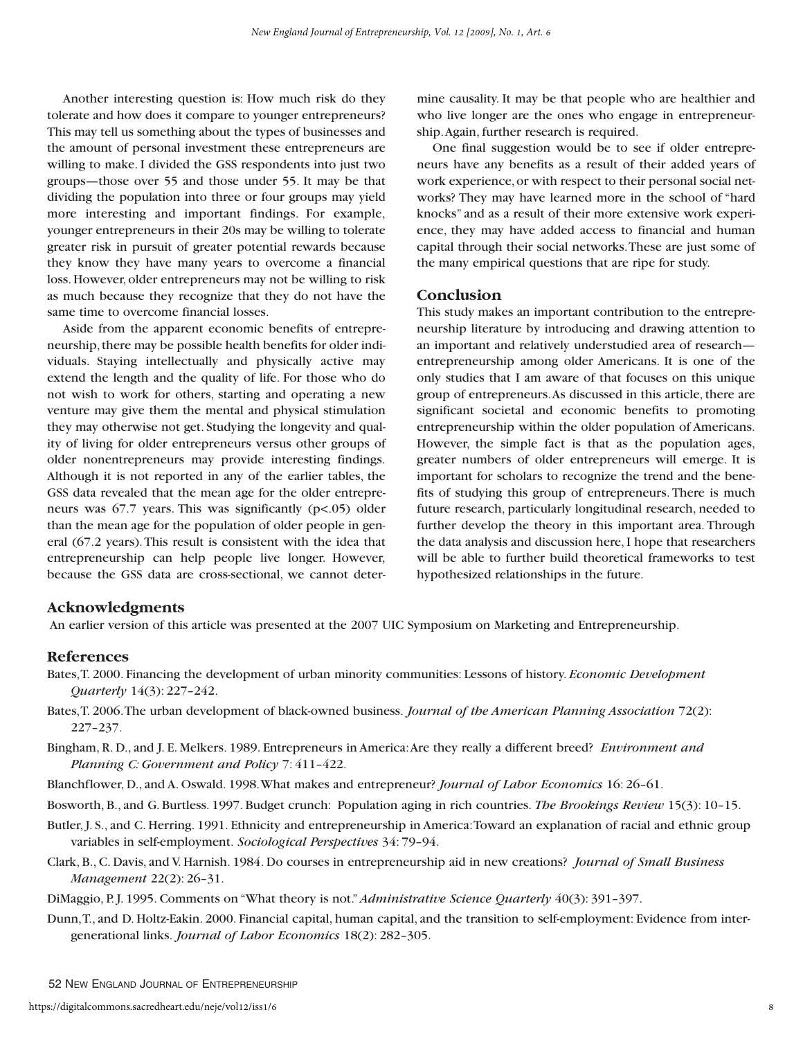Another interesting question is: How much risk do they tolerate and how does it compare to younger entrepreneurs? This may tell us something about the types of businesses and the amount of personal investment these entrepreneurs are willing to make. I divided the GSS respondents into just two groups—those over 55 and those under 55. It may be that dividing the population into three or four groups may yield more interesting and important findings. For example, younger entrepreneurs in their 20s may be willing to tolerate greater risk in pursuit of greater potential rewards because they know they have many years to overcome a financial loss. However, older entrepreneurs may not be willing to risk as much because they recognize that they do not have the same time to overcome financial losses.

Aside from the apparent economic benefits of entrepreneurship, there may be possible health benefits for older individuals. Staying intellectually and physically active may extend the length and the quality of life. For those who do not wish to work for others, starting and operating a new venture may give them the mental and physical stimulation they may otherwise not get. Studying the longevity and quality of living for older entrepreneurs versus other groups of older nonentrepreneurs may provide interesting findings. Although it is not reported in any of the earlier tables, the GSS data revealed that the mean age for the older entrepreneurs was 67.7 years. This was significantly ($p<.05$) older than the mean age for the population of older people in general (67.2 years). This result is consistent with the idea that entrepreneurship can help people live longer. However, because the GSS data are cross-sectional, we cannot determine causality. It may be that people who are healthier and who live longer are the ones who engage in entrepreneurship. Again, further research is required.

One final suggestion would be to see if older entrepreneurs have any benefits as a result of their added years of work experience, or with respect to their personal social networks? They may have learned more in the school of "hard knocks" and as a result of their more extensive work experience, they may have added access to financial and human capital through their social networks. These are just some of the many empirical questions that are ripe for study.

## Conclusion

This study makes an important contribution to the entrepreneurship literature by introducing and drawing attention to an important and relatively understudied area of research—entrepreneurship among older Americans. It is one of the only studies that I am aware of that focuses on this unique group of entrepreneurs. As discussed in this article, there are significant societal and economic benefits to promoting entrepreneurship within the older population of Americans. However, the simple fact is that as the population ages, greater numbers of older entrepreneurs will emerge. It is important for scholars to recognize the trend and the benefits of studying this group of entrepreneurs. There is much future research, particularly longitudinal research, needed to further develop the theory in this important area. Through the data analysis and discussion here, I hope that researchers will be able to further build theoretical frameworks to test hypothesized relationships in the future.

## Acknowledgments

An earlier version of this article was presented at the 2007 UIC Symposium on Marketing and Entrepreneurship.

## References

Bates, T. 2000. Financing the development of urban minority communities: Lessons of history. *Economic Development Quarterly* 14(3): 227–242.

Bates, T. 2006. The urban development of black-owned business. *Journal of the American Planning Association* 72(2): 227–237.

Bingham, R. D., and J. E. Melkers. 1989. Entrepreneurs in America: Are they really a different breed? *Environment and Planning C: Government and Policy* 7: 411–422.

Blanchflower, D., and A. Oswald. 1998. What makes and entrepreneur? *Journal of Labor Economics* 16: 26–61.

Bosworth, B., and G. Burtless. 1997. Budget crunch: Population aging in rich countries. *The Brookings Review* 15(3): 10–15.

Butler, J. S., and C. Herring. 1991. Ethnicity and entrepreneurship in America: Toward an explanation of racial and ethnic group variables in self-employment. *Sociological Perspectives* 34: 79–94.

Clark, B., C. Davis, and V. Harnish. 1984. Do courses in entrepreneurship aid in new creations? *Journal of Small Business Management* 22(2): 26–31.

DiMaggio, P. J. 1995. Comments on "What theory is not." *Administrative Science Quarterly* 40(3): 391–397.

Dunn, T., and D. Holtz-Eakin. 2000. Financial capital, human capital, and the transition to self-employment: Evidence from intergenerational links. *Journal of Labor Economics* 18(2): 282–305.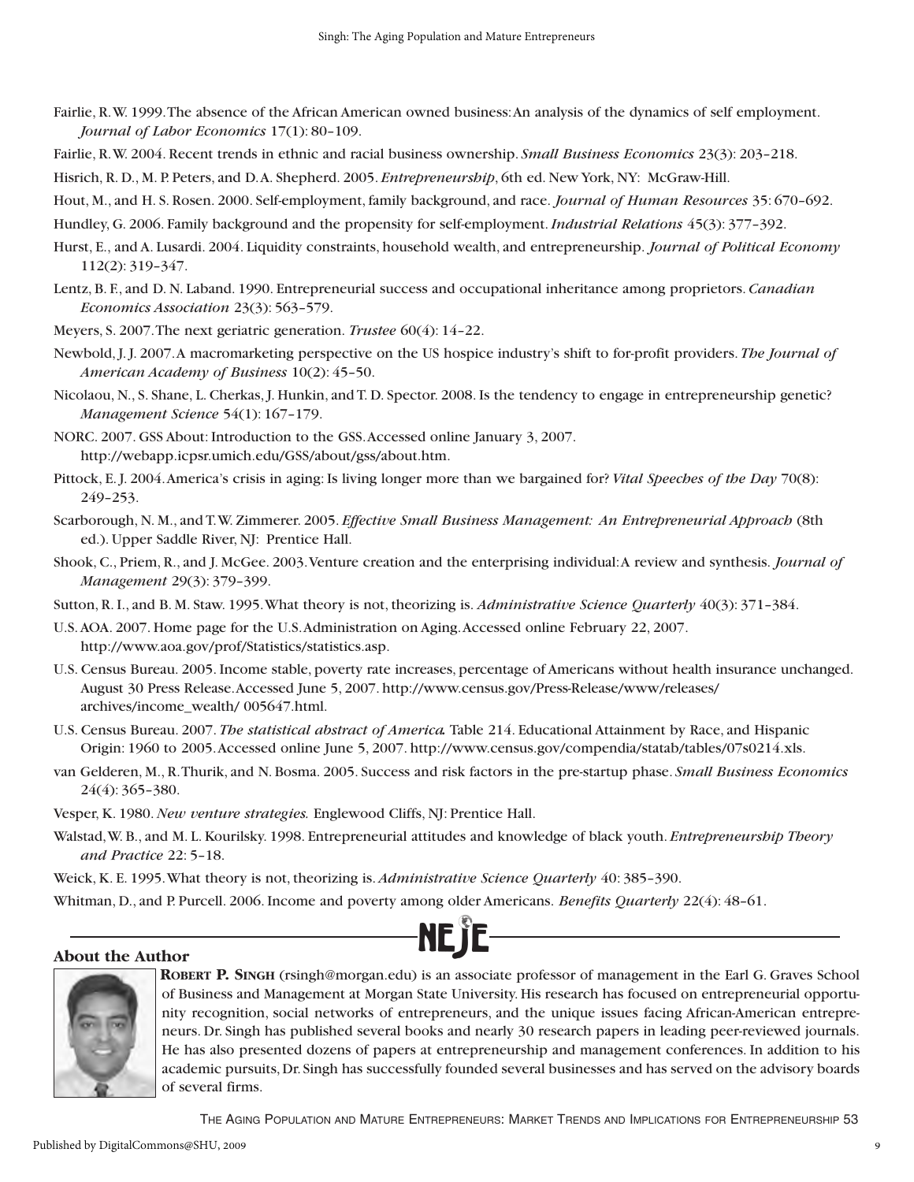Fairlie, R.W. 1999. The absence of the African American owned business: An analysis of the dynamics of self employment. *Journal of Labor Economics* 17(1): 80–109.

Fairlie, R.W. 2004. Recent trends in ethnic and racial business ownership. *Small Business Economics* 23(3): 203–218.

Hisrich, R. D., M. P. Peters, and D.A. Shepherd. 2005. *Entrepreneurship*, 6th ed. New York, NY: McGraw-Hill.

Hout, M., and H. S. Rosen. 2000. Self-employment, family background, and race. *Journal of Human Resources* 35: 670–692.

Hundley, G. 2006. Family background and the propensity for self-employment. *Industrial Relations* 45(3): 377–392.

Hurst, E., and A. Lusardi. 2004. Liquidity constraints, household wealth, and entrepreneurship. *Journal of Political Economy* 112(2): 319–347.

Lentz, B. F., and D. N. Laband. 1990. Entrepreneurial success and occupational inheritance among proprietors. *Canadian Economics Association* 23(3): 563–579.

Meyers, S. 2007. The next geriatric generation. *Trustee* 60(4): 14–22.

Newbold, J. J. 2007. A macromarketing perspective on the US hospice industry's shift to for-profit providers. *The Journal of American Academy of Business* 10(2): 45–50.

Nicolaou, N., S. Shane, L. Cherkas, J. Hunkin, and T. D. Spector. 2008. Is the tendency to engage in entrepreneurship genetic? *Management Science* 54(1): 167–179.

NORC. 2007. GSS About: Introduction to the GSS. Accessed online January 3, 2007. http://webapp.icpsr.umich.edu/GSS/about/gss/about.htm.

Pittock, E. J. 2004. America's crisis in aging: Is living longer more than we bargained for? *Vital Speeches of the Day* 70(8): 249–253.

Scarborough, N. M., and T.W. Zimmerer. 2005. *Effective Small Business Management: An Entrepreneurial Approach* (8th ed.). Upper Saddle River, NJ: Prentice Hall.

Shook, C., Priem, R., and J. McGee. 2003. Venture creation and the enterprising individual: A review and synthesis. *Journal of Management* 29(3): 379–399.

Sutton, R. I., and B. M. Staw. 1995. What theory is not, theorizing is. *Administrative Science Quarterly* 40(3): 371–384.

U.S. AOA. 2007. Home page for the U.S. Administration on Aging. Accessed online February 22, 2007. http://www.aoa.gov/prof/Statistics/statistics.asp.

U.S. Census Bureau. 2005. Income stable, poverty rate increases, percentage of Americans without health insurance unchanged. August 30 Press Release. Accessed June 5, 2007. http://www.census.gov/Press-Release/www/releases/archives/income_wealth/ 005647.html.

U.S. Census Bureau. 2007. *The statistical abstract of America.* Table 214. Educational Attainment by Race, and Hispanic Origin: 1960 to 2005. Accessed online June 5, 2007. http://www.census.gov/compendia/statab/tables/07s0214.xls.

van Gelderen, M., R. Thurik, and N. Bosma. 2005. Success and risk factors in the pre-startup phase. *Small Business Economics* 24(4): 365–380.

Vesper, K. 1980. *New venture strategies.* Englewood Cliffs, NJ: Prentice Hall.

Walstad, W. B., and M. L. Kourilsky. 1998. Entrepreneurial attitudes and knowledge of black youth. *Entrepreneurship Theory and Practice* 22: 5–18.

Weick, K. E. 1995. What theory is not, theorizing is. *Administrative Science Quarterly* 40: 385–390.

Whitman, D., and P. Purcell. 2006. Income and poverty among older Americans. *Benefits Quarterly* 22(4): 48–61.

### About the Author

**ROBERT P. SINGH** (rsingh@morgan.edu) is an associate professor of management in the Earl G. Graves School of Business and Management at Morgan State University. His research has focused on entrepreneurial opportunity recognition, social networks of entrepreneurs, and the unique issues facing African-American entrepreneurs. Dr. Singh has published several books and nearly 30 research papers in leading peer-reviewed journals. He has also presented dozens of papers at entrepreneurship and management conferences. In addition to his academic pursuits, Dr. Singh has successfully founded several businesses and has served on the advisory boards of several firms.